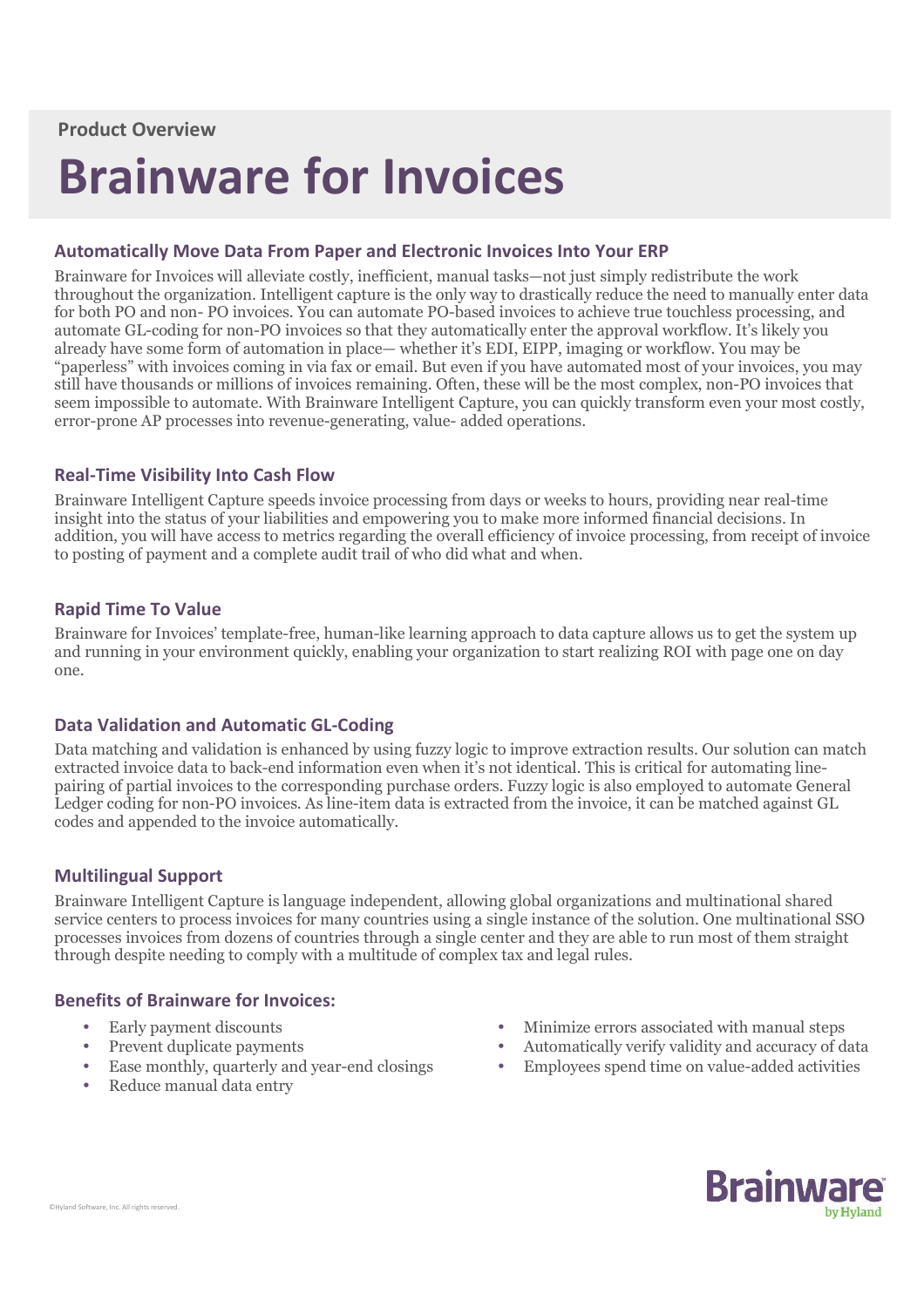Product Overview

# Brainware for Invoices

## Automatically Move Data From Paper and Electronic Invoices Into Your ERP

Brainware for Invoices will alleviate costly, inefficient, manual tasks—not just simply redistribute the work throughout the organization. Intelligent capture is the only way to drastically reduce the need to manually enter data for both PO and non- PO invoices. You can automate PO-based invoices to achieve true touchless processing, and automate GL-coding for non-PO invoices so that they automatically enter the approval workflow. It's likely you already have some form of automation in place— whether it's EDI, EIPP, imaging or workflow. You may be "paperless" with invoices coming in via fax or email. But even if you have automated most of your invoices, you may still have thousands or millions of invoices remaining. Often, these will be the most complex, non-PO invoices that seem impossible to automate. With Brainware Intelligent Capture, you can quickly transform even your most costly, error-prone AP processes into revenue-generating, value- added operations.

## Real-Time Visibility Into Cash Flow

Brainware Intelligent Capture speeds invoice processing from days or weeks to hours, providing near real-time insight into the status of your liabilities and empowering you to make more informed financial decisions. In addition, you will have access to metrics regarding the overall efficiency of invoice processing, from receipt of invoice to posting of payment and a complete audit trail of who did what and when.

## Rapid Time To Value

Brainware for Invoices' template-free, human-like learning approach to data capture allows us to get the system up and running in your environment quickly, enabling your organization to start realizing ROI with page one on day one.

## Data Validation and Automatic GL-Coding

Data matching and validation is enhanced by using fuzzy logic to improve extraction results. Our solution can match extracted invoice data to back-end information even when it's not identical. This is critical for automating line-pairing of partial invoices to the corresponding purchase orders. Fuzzy logic is also employed to automate General Ledger coding for non-PO invoices. As line-item data is extracted from the invoice, it can be matched against GL codes and appended to the invoice automatically.

## Multilingual Support

Brainware Intelligent Capture is language independent, allowing global organizations and multinational shared service centers to process invoices for many countries using a single instance of the solution. One multinational SSO processes invoices from dozens of countries through a single center and they are able to run most of them straight through despite needing to comply with a multitude of complex tax and legal rules.

## Benefits of Brainware for Invoices:

- Early payment discounts
- Prevent duplicate payments
- Ease monthly, quarterly and year-end closings
- Reduce manual data entry
- Minimize errors associated with manual steps
- Automatically verify validity and accuracy of data
- Employees spend time on value-added activities

©Hyland Software, Inc. All rights reserved.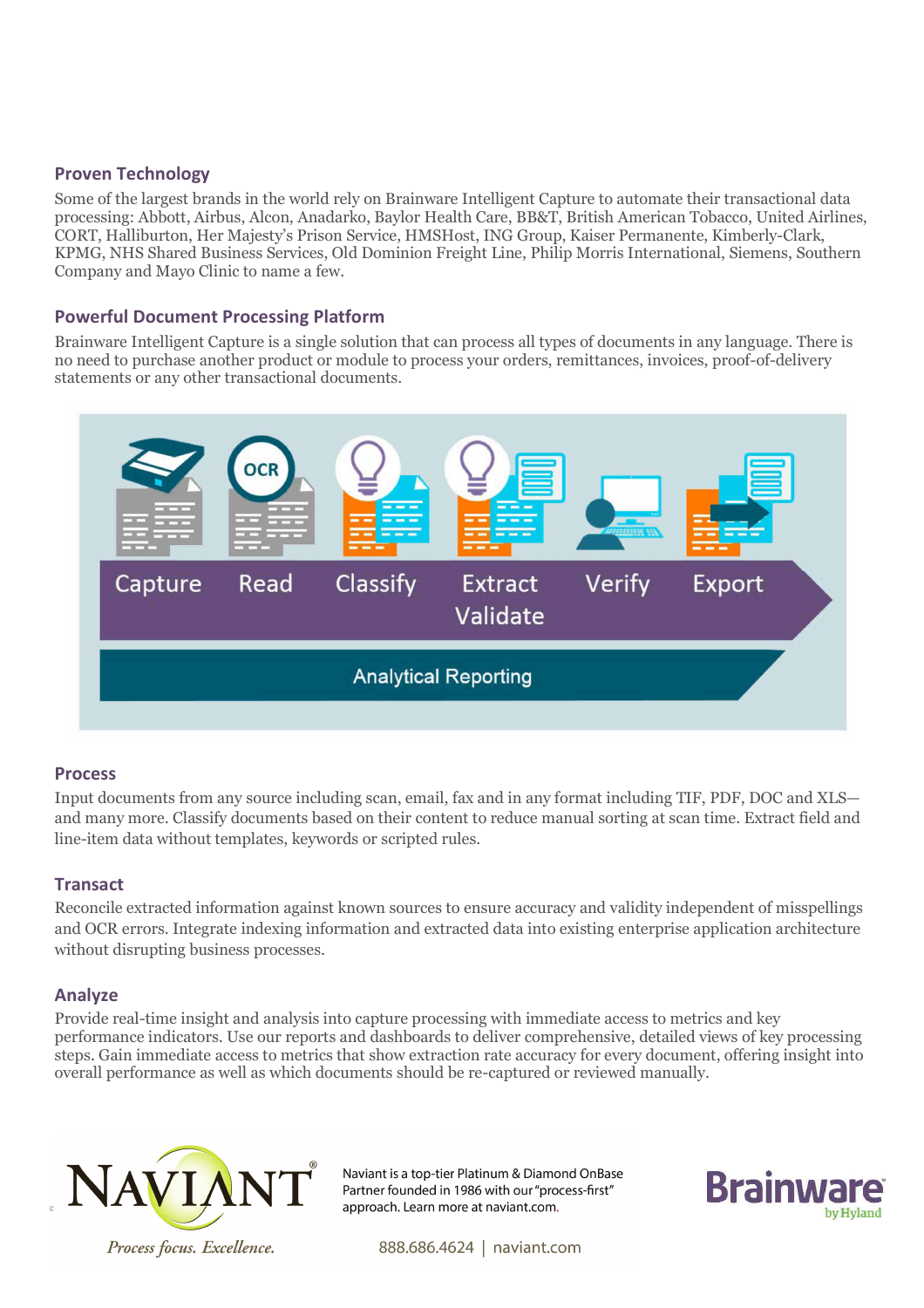## Proven Technology

Some of the largest brands in the world rely on Brainware Intelligent Capture to automate their transactional data processing: Abbott, Airbus, Alcon, Anadarko, Baylor Health Care, BB&T, British American Tobacco, United Airlines, CORT, Halliburton, Her Majesty's Prison Service, HMSHost, ING Group, Kaiser Permanente, Kimberly-Clark, KPMG, NHS Shared Business Services, Old Dominion Freight Line, Philip Morris International, Siemens, Southern Company and Mayo Clinic to name a few.

## Powerful Document Processing Platform

Brainware Intelligent Capture is a single solution that can process all types of documents in any language. There is no need to purchase another product or module to process your orders, remittances, invoices, proof-of-delivery statements or any other transactional documents.

Capture
Read
Classify
Extract Validate
Verify
Export
Analytical Reporting

## Process

Input documents from any source including scan, email, fax and in any format including TIF, PDF, DOC and XLS—and many more. Classify documents based on their content to reduce manual sorting at scan time. Extract field and line-item data without templates, keywords or scripted rules.

## Transact

Reconcile extracted information against known sources to ensure accuracy and validity independent of misspellings and OCR errors. Integrate indexing information and extracted data into existing enterprise application architecture without disrupting business processes.

## Analyze

Provide real-time insight and analysis into capture processing with immediate access to metrics and key performance indicators. Use our reports and dashboards to deliver comprehensive, detailed views of key processing steps. Gain immediate access to metrics that show extraction rate accuracy for every document, offering insight into overall performance as well as which documents should be re-captured or reviewed manually.

NAVIANT®

*Process focus. Excellence.*

Naviant is a top-tier Platinum & Diamond OnBase Partner founded in 1986 with our "process-first" approach. Learn more at naviant.com.

888.686.4624 | naviant.com

Brainware by Hyland